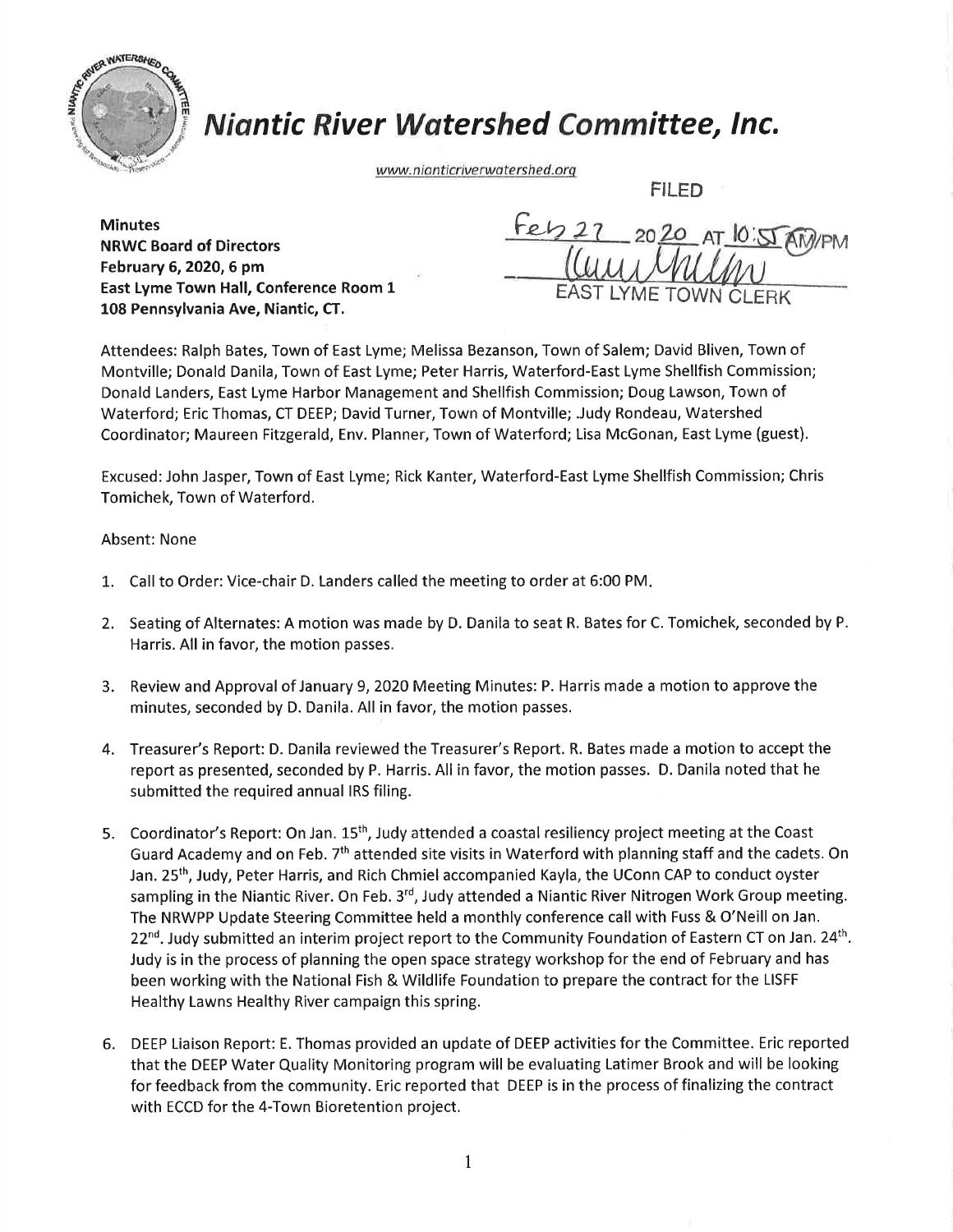# Niantic River Watershed Committee, Inc.

www.nianticriverwatershed.org

FILED

Feb 27 2020 AT 10:55 AM/PM

EAST LYME TOWN CLERK

**Minutes**
**NRWC Board of Directors**
**February 6, 2020, 6 pm**
**East Lyme Town Hall, Conference Room 1**
**108 Pennsylvania Ave, Niantic, CT.**

Attendees: Ralph Bates, Town of East Lyme; Melissa Bezanson, Town of Salem; David Bliven, Town of Montville; Donald Danila, Town of East Lyme; Peter Harris, Waterford-East Lyme Shellfish Commission; Donald Landers, East Lyme Harbor Management and Shellfish Commission; Doug Lawson, Town of Waterford; Eric Thomas, CT DEEP; David Turner, Town of Montville; Judy Rondeau, Watershed Coordinator; Maureen Fitzgerald, Env. Planner, Town of Waterford; Lisa McGonan, East Lyme (guest).

Excused: John Jasper, Town of East Lyme; Rick Kanter, Waterford-East Lyme Shellfish Commission; Chris Tomichek, Town of Waterford.

Absent: None

1. Call to Order: Vice-chair D. Landers called the meeting to order at 6:00 PM.

2. Seating of Alternates: A motion was made by D. Danila to seat R. Bates for C. Tomichek, seconded by P. Harris. All in favor, the motion passes.

3. Review and Approval of January 9, 2020 Meeting Minutes: P. Harris made a motion to approve the minutes, seconded by D. Danila. All in favor, the motion passes.

4. Treasurer's Report: D. Danila reviewed the Treasurer's Report. R. Bates made a motion to accept the report as presented, seconded by P. Harris. All in favor, the motion passes. D. Danila noted that he submitted the required annual IRS filing.

5. Coordinator's Report: On Jan. 15th, Judy attended a coastal resiliency project meeting at the Coast Guard Academy and on Feb. 7th attended site visits in Waterford with planning staff and the cadets. On Jan. 25th, Judy, Peter Harris, and Rich Chmiel accompanied Kayla, the UConn CAP to conduct oyster sampling in the Niantic River. On Feb. 3rd, Judy attended a Niantic River Nitrogen Work Group meeting. The NRWPP Update Steering Committee held a monthly conference call with Fuss & O'Neill on Jan. 22nd. Judy submitted an interim project report to the Community Foundation of Eastern CT on Jan. 24th. Judy is in the process of planning the open space strategy workshop for the end of February and has been working with the National Fish & Wildlife Foundation to prepare the contract for the LISFF Healthy Lawns Healthy River campaign this spring.

6. DEEP Liaison Report: E. Thomas provided an update of DEEP activities for the Committee. Eric reported that the DEEP Water Quality Monitoring program will be evaluating Latimer Brook and will be looking for feedback from the community. Eric reported that DEEP is in the process of finalizing the contract with ECCD for the 4-Town Bioretention project.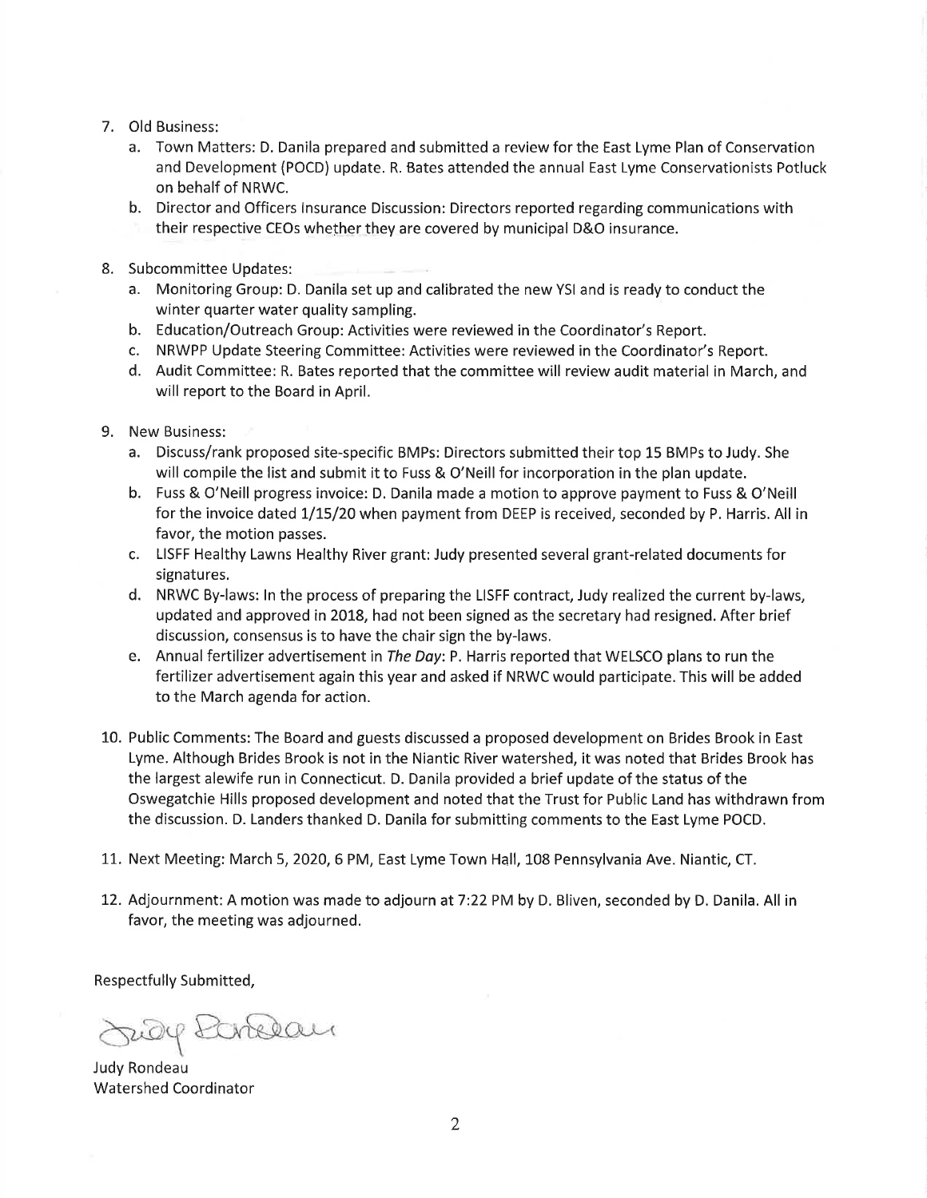7. Old Business:
   a. Town Matters: D. Danila prepared and submitted a review for the East Lyme Plan of Conservation and Development (POCD) update. R. Bates attended the annual East Lyme Conservationists Potluck on behalf of NRWC.
   b. Director and Officers Insurance Discussion: Directors reported regarding communications with their respective CEOs whether they are covered by municipal D&O insurance.

8. Subcommittee Updates:
   a. Monitoring Group: D. Danila set up and calibrated the new YSI and is ready to conduct the winter quarter water quality sampling.
   b. Education/Outreach Group: Activities were reviewed in the Coordinator's Report.
   c. NRWPP Update Steering Committee: Activities were reviewed in the Coordinator's Report.
   d. Audit Committee: R. Bates reported that the committee will review audit material in March, and will report to the Board in April.

9. New Business:
   a. Discuss/rank proposed site-specific BMPs: Directors submitted their top 15 BMPs to Judy. She will compile the list and submit it to Fuss & O'Neill for incorporation in the plan update.
   b. Fuss & O'Neill progress invoice: D. Danila made a motion to approve payment to Fuss & O'Neill for the invoice dated 1/15/20 when payment from DEEP is received, seconded by P. Harris. All in favor, the motion passes.
   c. LISFF Healthy Lawns Healthy River grant: Judy presented several grant-related documents for signatures.
   d. NRWC By-laws: In the process of preparing the LISFF contract, Judy realized the current by-laws, updated and approved in 2018, had not been signed as the secretary had resigned. After brief discussion, consensus is to have the chair sign the by-laws.
   e. Annual fertilizer advertisement in *The Day*: P. Harris reported that WELSCO plans to run the fertilizer advertisement again this year and asked if NRWC would participate. This will be added to the March agenda for action.

10. Public Comments: The Board and guests discussed a proposed development on Brides Brook in East Lyme. Although Brides Brook is not in the Niantic River watershed, it was noted that Brides Brook has the largest alewife run in Connecticut. D. Danila provided a brief update of the status of the Oswegatchie Hills proposed development and noted that the Trust for Public Land has withdrawn from the discussion. D. Landers thanked D. Danila for submitting comments to the East Lyme POCD.

11. Next Meeting: March 5, 2020, 6 PM, East Lyme Town Hall, 108 Pennsylvania Ave. Niantic, CT.

12. Adjournment: A motion was made to adjourn at 7:22 PM by D. Bliven, seconded by D. Danila. All in favor, the meeting was adjourned.

Respectfully Submitted,

Judy Rondeau

Judy Rondeau
Watershed Coordinator